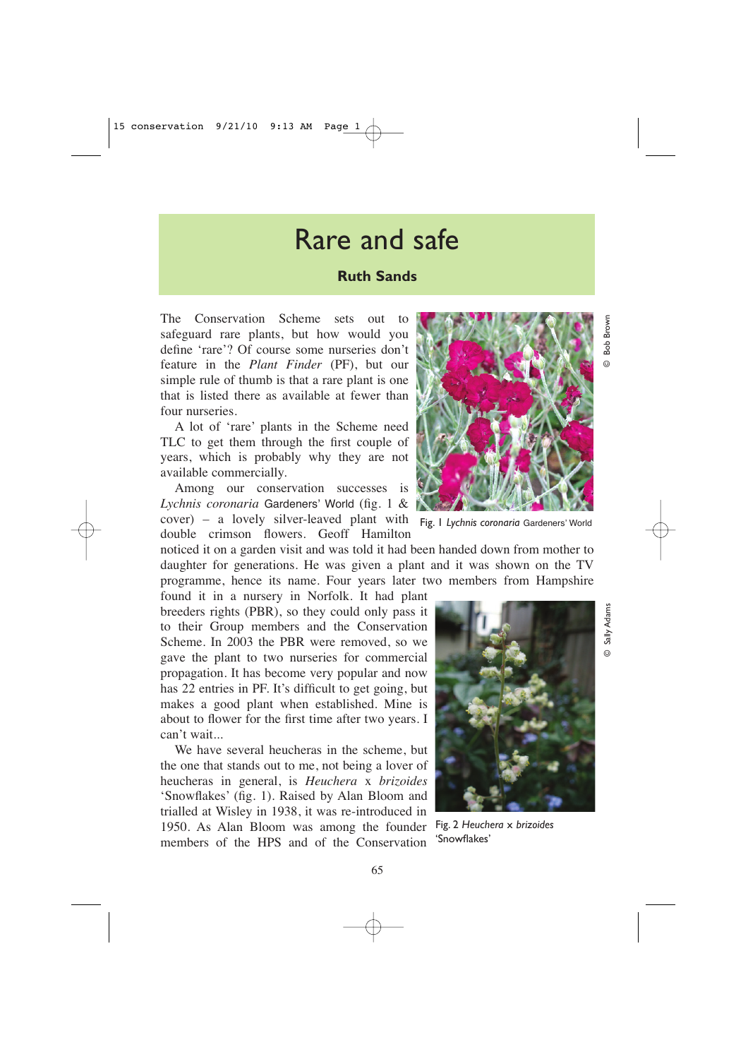# Rare and safe

**Ruth Sands**

The Conservation Scheme sets out to safeguard rare plants, but how would you define 'rare'? Of course some nurseries don't feature in the *Plant Finder* (PF), but our simple rule of thumb is that a rare plant is one that is listed there as available at fewer than four nurseries.

A lot of 'rare' plants in the Scheme need TLC to get them through the first couple of years, which is probably why they are not available commercially.

Among our conservation successes is *Lychnis coronaria* Gardeners' World (fig. 1 & cover) – a lovely silver-leaved plant with double crimson flowers. Geoff Hamilton noticed it on a garden visit and was told it had been handed down from mother to daughter for generations. He was given a plant and it was shown on the TV programme, hence its name. Four years later two members from Hampshire found it in a nursery in Norfolk. It had plant breeders rights (PBR), so they could only pass it to their Group members and the Conservation Scheme. In 2003 the PBR were removed, so we gave the plant to two nurseries for commercial propagation. It has become very popular and now has 22 entries in PF. It's difficult to get going, but makes a good plant when established. Mine is about to flower for the first time after two years. I can't wait...

© Bob Brown

Fig. 1 *Lychnis coronaria* Gardeners' World

We have several heucheras in the scheme, but the one that stands out to me, not being a lover of heucheras in general, is *Heuchera* x *brizoides* 'Snowflakes' (fig. 1). Raised by Alan Bloom and trialled at Wisley in 1938, it was re-introduced in 1950. As Alan Bloom was among the founder members of the HPS and of the Conservation

© Sally Adams

Fig. 2 *Heuchera* x *brizoides* 'Snowflakes'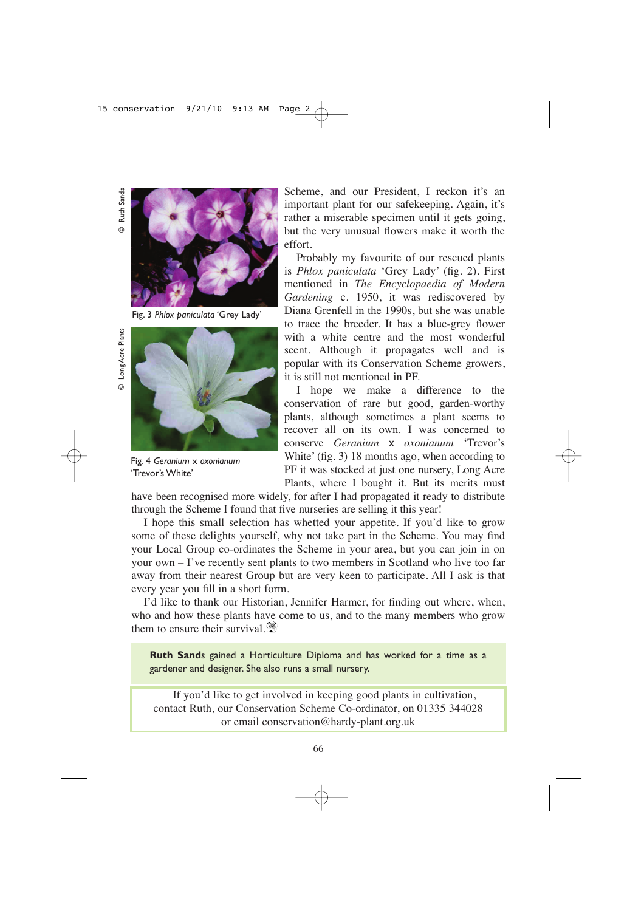Fig. 3 *Phlox paniculata* 'Grey Lady'

© Ruth Sands

Fig. 4 *Geranium* x *oxonianum* 'Trevor's White'

© Long Acre Plants

Scheme, and our President, I reckon it's an important plant for our safekeeping. Again, it's rather a miserable specimen until it gets going, but the very unusual flowers make it worth the effort.

Probably my favourite of our rescued plants is *Phlox paniculata* 'Grey Lady' (fig. 2). First mentioned in *The Encyclopaedia of Modern Gardening* c. 1950, it was rediscovered by Diana Grenfell in the 1990s, but she was unable to trace the breeder. It has a blue-grey flower with a white centre and the most wonderful scent. Although it propagates well and is popular with its Conservation Scheme growers, it is still not mentioned in PF.

I hope we make a difference to the conservation of rare but good, garden-worthy plants, although sometimes a plant seems to recover all on its own. I was concerned to conserve *Geranium* x *oxonianum* 'Trevor's White' (fig. 3) 18 months ago, when according to PF it was stocked at just one nursery, Long Acre Plants, where I bought it. But its merits must have been recognised more widely, for after I had propagated it ready to distribute through the Scheme I found that five nurseries are selling it this year!

I hope this small selection has whetted your appetite. If you'd like to grow some of these delights yourself, why not take part in the Scheme. You may find your Local Group co-ordinates the Scheme in your area, but you can join in on your own – I've recently sent plants to two members in Scotland who live too far away from their nearest Group but are very keen to participate. All I ask is that every year you fill in a short form.

I'd like to thank our Historian, Jennifer Harmer, for finding out where, when, who and how these plants have come to us, and to the many members who grow them to ensure their survival.

**Ruth Sands** gained a Horticulture Diploma and has worked for a time as a gardener and designer. She also runs a small nursery.

If you'd like to get involved in keeping good plants in cultivation, contact Ruth, our Conservation Scheme Co-ordinator, on 01335 344028 or email conservation@hardy-plant.org.uk